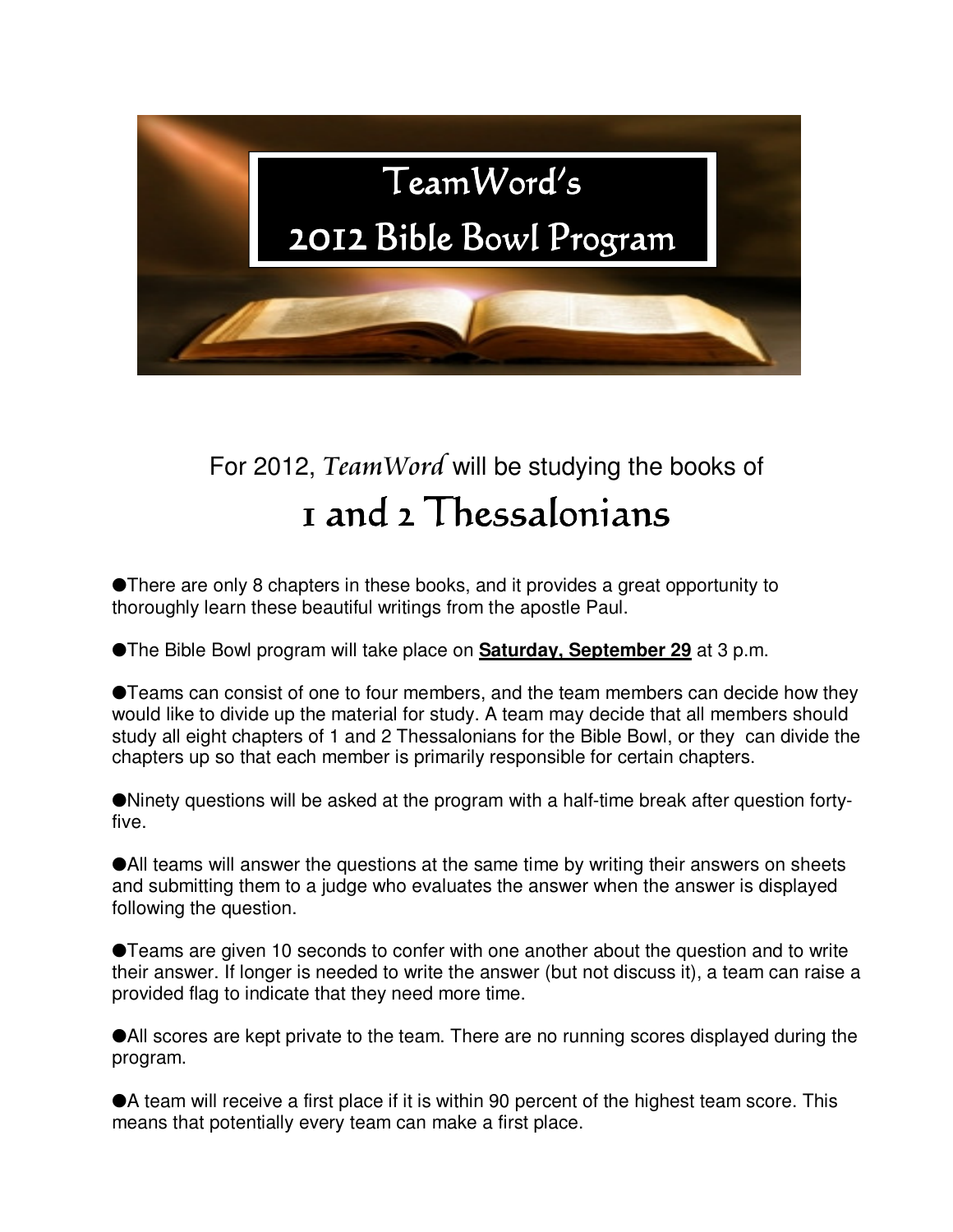# TeamWord's 2012 Bible Bowl Program

For 2012, *TeamWord* will be studying the books of

## 1 and 2 Thessalonians

- There are only 8 chapters in these books, and it provides a great opportunity to thoroughly learn these beautiful writings from the apostle Paul.

- The Bible Bowl program will take place on **Saturday, September 29** at 3 p.m.

- Teams can consist of one to four members, and the team members can decide how they would like to divide up the material for study. A team may decide that all members should study all eight chapters of 1 and 2 Thessalonians for the Bible Bowl, or they can divide the chapters up so that each member is primarily responsible for certain chapters.

- Ninety questions will be asked at the program with a half-time break after question forty-five.

- All teams will answer the questions at the same time by writing their answers on sheets and submitting them to a judge who evaluates the answer when the answer is displayed following the question.

- Teams are given 10 seconds to confer with one another about the question and to write their answer. If longer is needed to write the answer (but not discuss it), a team can raise a provided flag to indicate that they need more time.

- All scores are kept private to the team. There are no running scores displayed during the program.

- A team will receive a first place if it is within 90 percent of the highest team score. This means that potentially every team can make a first place.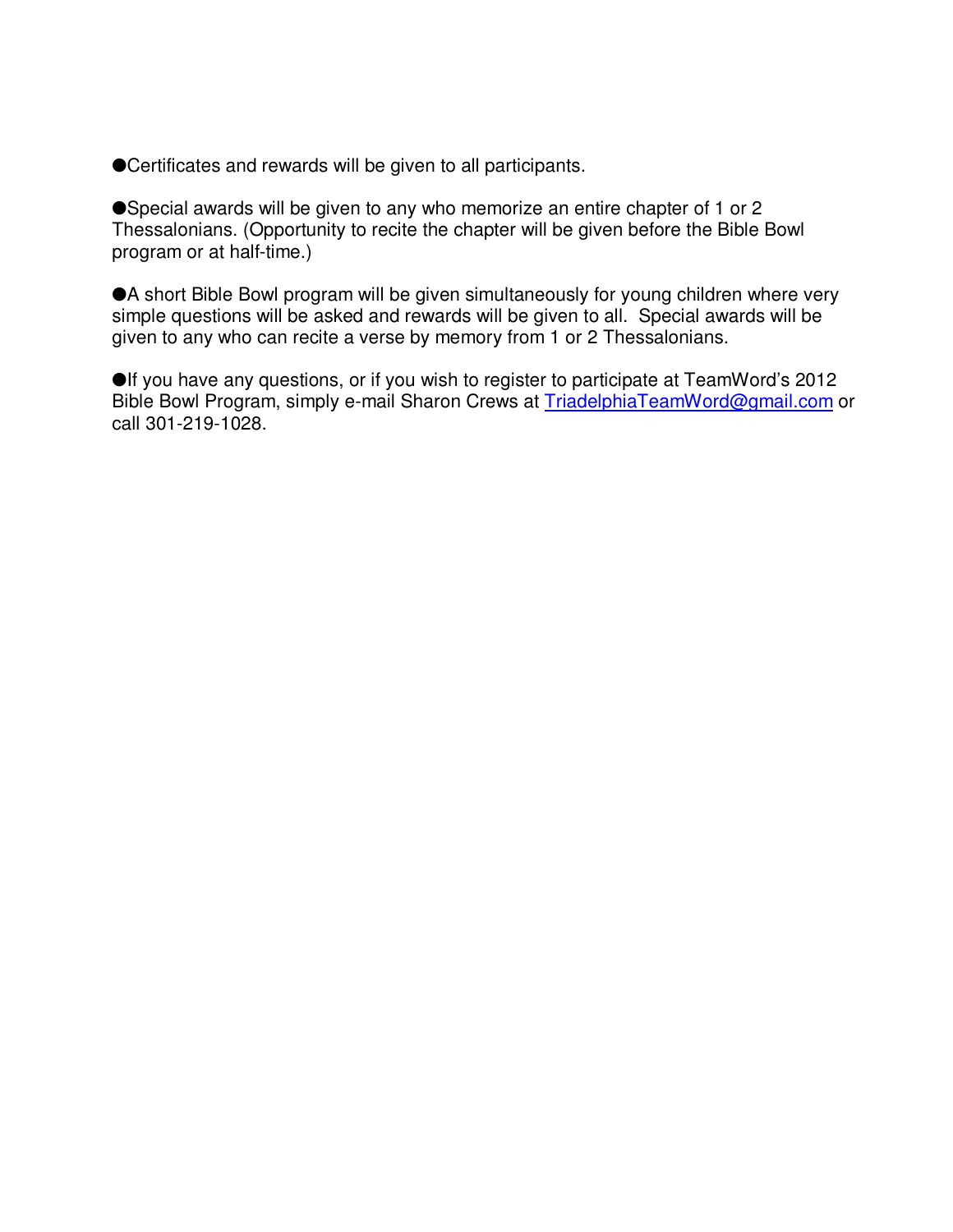- Certificates and rewards will be given to all participants.

- Special awards will be given to any who memorize an entire chapter of 1 or 2 Thessalonians. (Opportunity to recite the chapter will be given before the Bible Bowl program or at half-time.)

- A short Bible Bowl program will be given simultaneously for young children where very simple questions will be asked and rewards will be given to all. Special awards will be given to any who can recite a verse by memory from 1 or 2 Thessalonians.

- If you have any questions, or if you wish to register to participate at TeamWord's 2012 Bible Bowl Program, simply e-mail Sharon Crews at TriadelphiaTeamWord@gmail.com or call 301-219-1028.